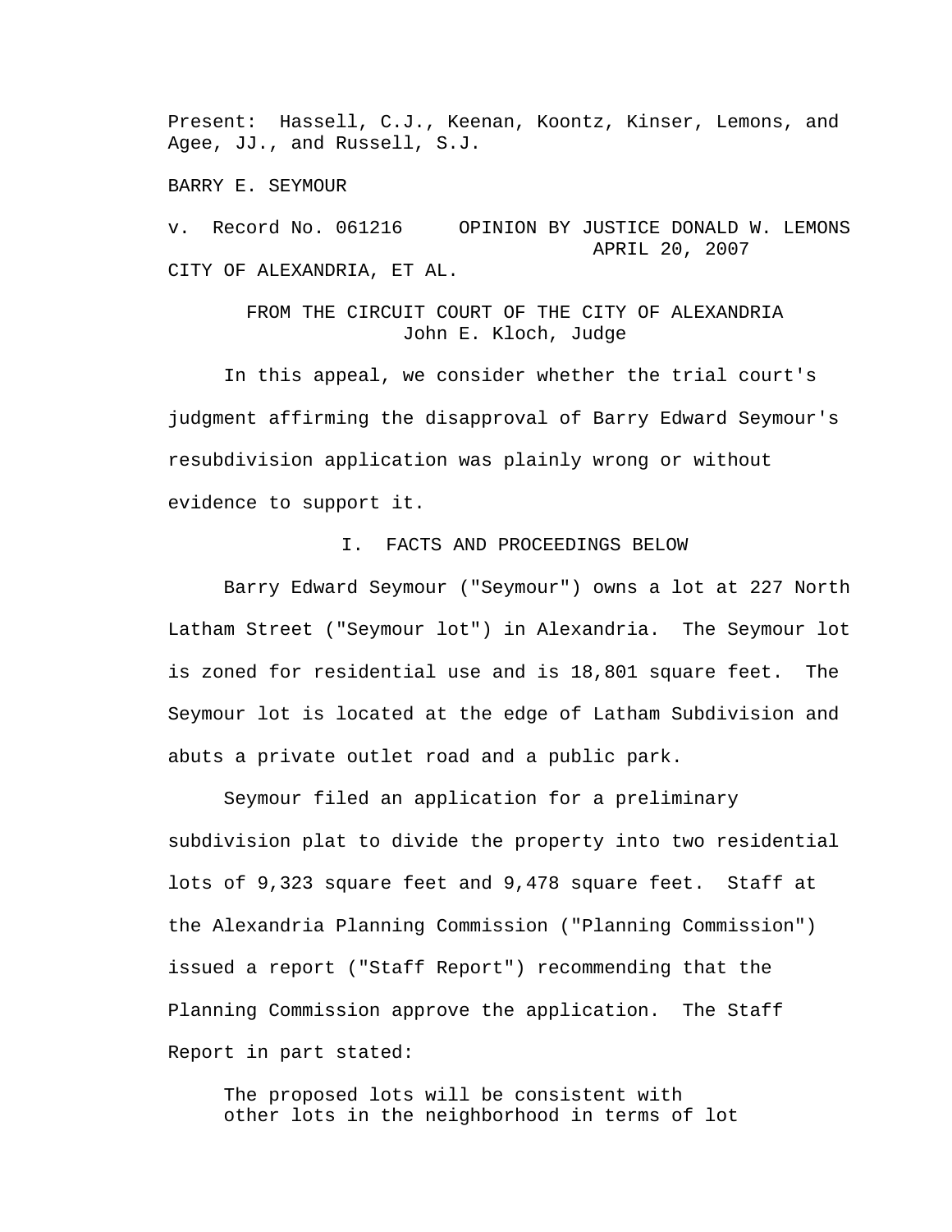Present: Hassell, C.J., Keenan, Koontz, Kinser, Lemons, and Agee, JJ., and Russell, S.J.

BARRY E. SEYMOUR

v. Record No. 061216 OPINION BY JUSTICE DONALD W. LEMONS
APRIL 20, 2007

CITY OF ALEXANDRIA, ET AL.

FROM THE CIRCUIT COURT OF THE CITY OF ALEXANDRIA
John E. Kloch, Judge

In this appeal, we consider whether the trial court's judgment affirming the disapproval of Barry Edward Seymour's resubdivision application was plainly wrong or without evidence to support it.

## I. FACTS AND PROCEEDINGS BELOW

Barry Edward Seymour ("Seymour") owns a lot at 227 North Latham Street ("Seymour lot") in Alexandria. The Seymour lot is zoned for residential use and is 18,801 square feet. The Seymour lot is located at the edge of Latham Subdivision and abuts a private outlet road and a public park.

Seymour filed an application for a preliminary subdivision plat to divide the property into two residential lots of 9,323 square feet and 9,478 square feet. Staff at the Alexandria Planning Commission ("Planning Commission") issued a report ("Staff Report") recommending that the Planning Commission approve the application. The Staff Report in part stated:

> The proposed lots will be consistent with other lots in the neighborhood in terms of lot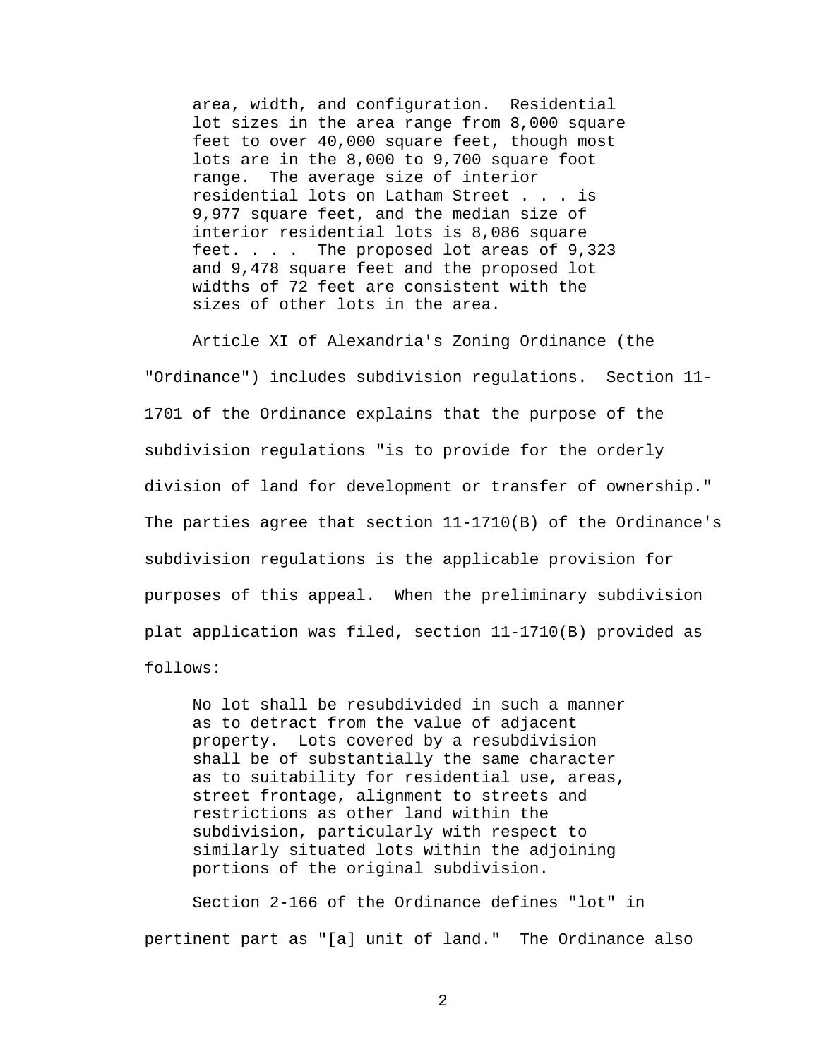> area, width, and configuration. Residential lot sizes in the area range from 8,000 square feet to over 40,000 square feet, though most lots are in the 8,000 to 9,700 square foot range. The average size of interior residential lots on Latham Street . . . is 9,977 square feet, and the median size of interior residential lots is 8,086 square feet. . . . The proposed lot areas of 9,323 and 9,478 square feet and the proposed lot widths of 72 feet are consistent with the sizes of other lots in the area.

Article XI of Alexandria's Zoning Ordinance (the "Ordinance") includes subdivision regulations. Section 11-1701 of the Ordinance explains that the purpose of the subdivision regulations "is to provide for the orderly division of land for development or transfer of ownership." The parties agree that section 11-1710(B) of the Ordinance's subdivision regulations is the applicable provision for purposes of this appeal. When the preliminary subdivision plat application was filed, section 11-1710(B) provided as follows:

> No lot shall be resubdivided in such a manner as to detract from the value of adjacent property. Lots covered by a resubdivision shall be of substantially the same character as to suitability for residential use, areas, street frontage, alignment to streets and restrictions as other land within the subdivision, particularly with respect to similarly situated lots within the adjoining portions of the original subdivision.

Section 2-166 of the Ordinance defines "lot" in pertinent part as "[a] unit of land." The Ordinance also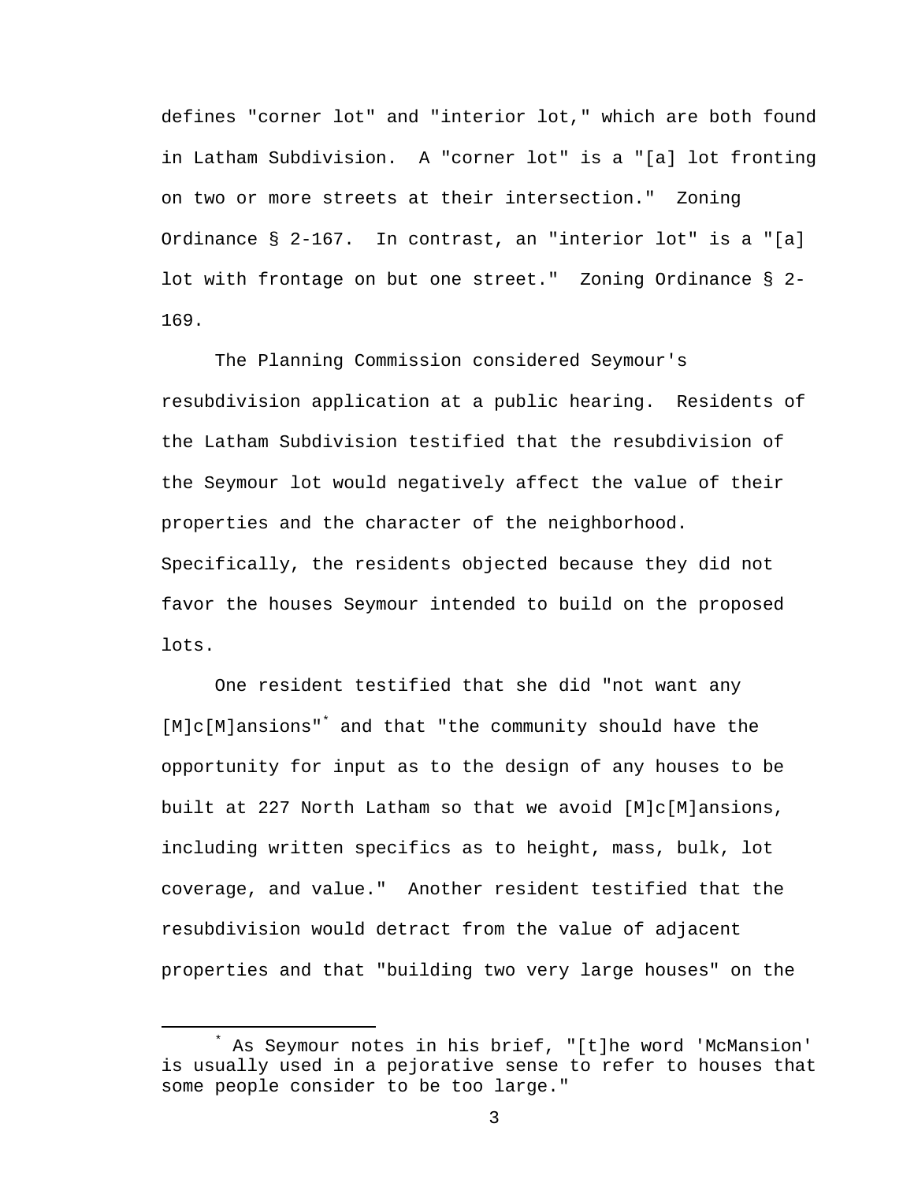defines "corner lot" and "interior lot," which are both found in Latham Subdivision. A "corner lot" is a "[a] lot fronting on two or more streets at their intersection." Zoning Ordinance § 2-167. In contrast, an "interior lot" is a "[a] lot with frontage on but one street." Zoning Ordinance § 2-169.

The Planning Commission considered Seymour's resubdivision application at a public hearing. Residents of the Latham Subdivision testified that the resubdivision of the Seymour lot would negatively affect the value of their properties and the character of the neighborhood. Specifically, the residents objected because they did not favor the houses Seymour intended to build on the proposed lots.

One resident testified that she did "not want any [M]c[M]ansions"* and that "the community should have the opportunity for input as to the design of any houses to be built at 227 North Latham so that we avoid [M]c[M]ansions, including written specifics as to height, mass, bulk, lot coverage, and value." Another resident testified that the resubdivision would detract from the value of adjacent properties and that "building two very large houses" on the

---

* As Seymour notes in his brief, "[t]he word 'McMansion' is usually used in a pejorative sense to refer to houses that some people consider to be too large."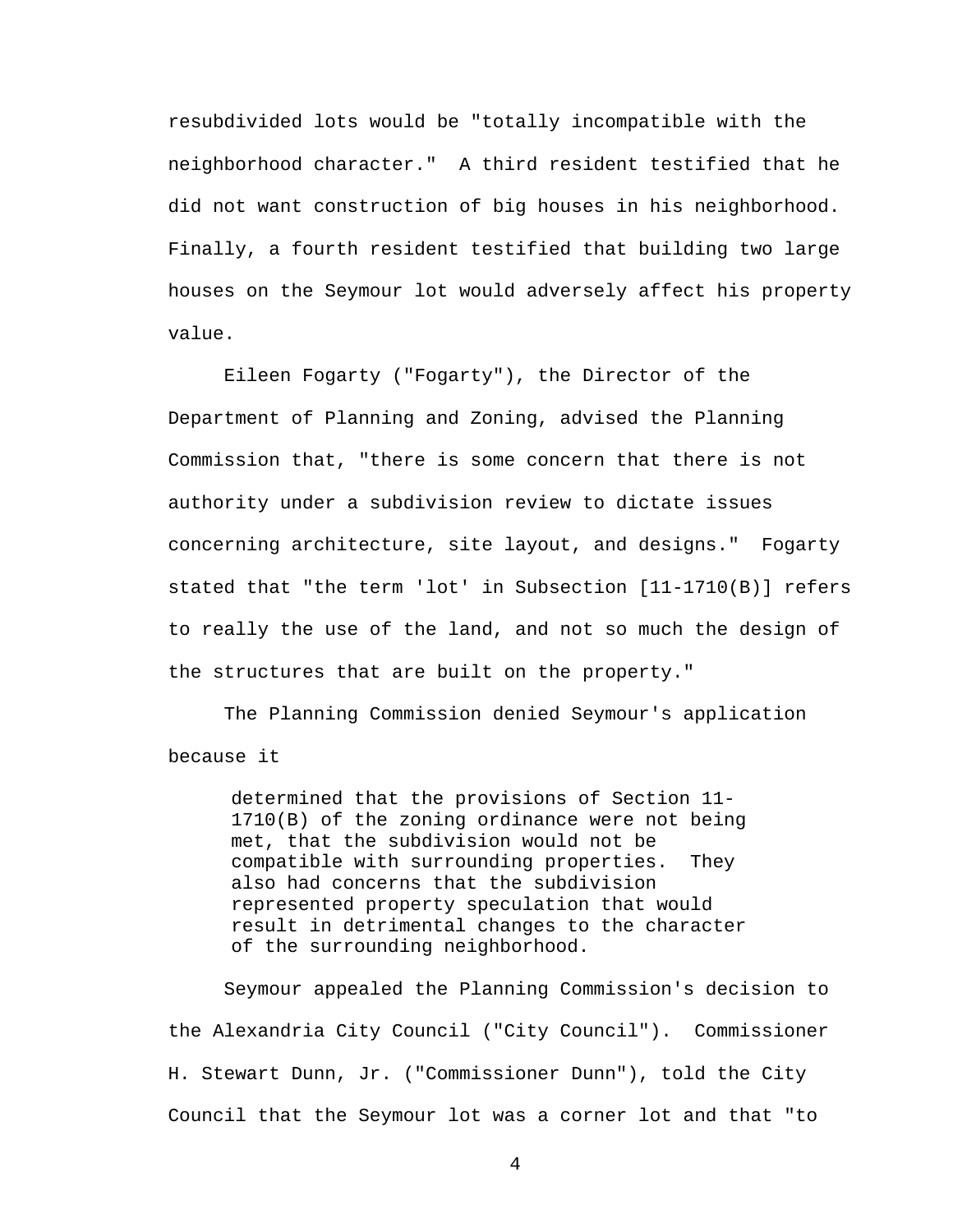resubdivided lots would be "totally incompatible with the neighborhood character." A third resident testified that he did not want construction of big houses in his neighborhood. Finally, a fourth resident testified that building two large houses on the Seymour lot would adversely affect his property value.

Eileen Fogarty ("Fogarty"), the Director of the Department of Planning and Zoning, advised the Planning Commission that, "there is some concern that there is not authority under a subdivision review to dictate issues concerning architecture, site layout, and designs." Fogarty stated that "the term 'lot' in Subsection [11-1710(B)] refers to really the use of the land, and not so much the design of the structures that are built on the property."

The Planning Commission denied Seymour's application because it

> determined that the provisions of Section 11-1710(B) of the zoning ordinance were not being met, that the subdivision would not be compatible with surrounding properties. They also had concerns that the subdivision represented property speculation that would result in detrimental changes to the character of the surrounding neighborhood.

Seymour appealed the Planning Commission's decision to the Alexandria City Council ("City Council"). Commissioner H. Stewart Dunn, Jr. ("Commissioner Dunn"), told the City Council that the Seymour lot was a corner lot and that "to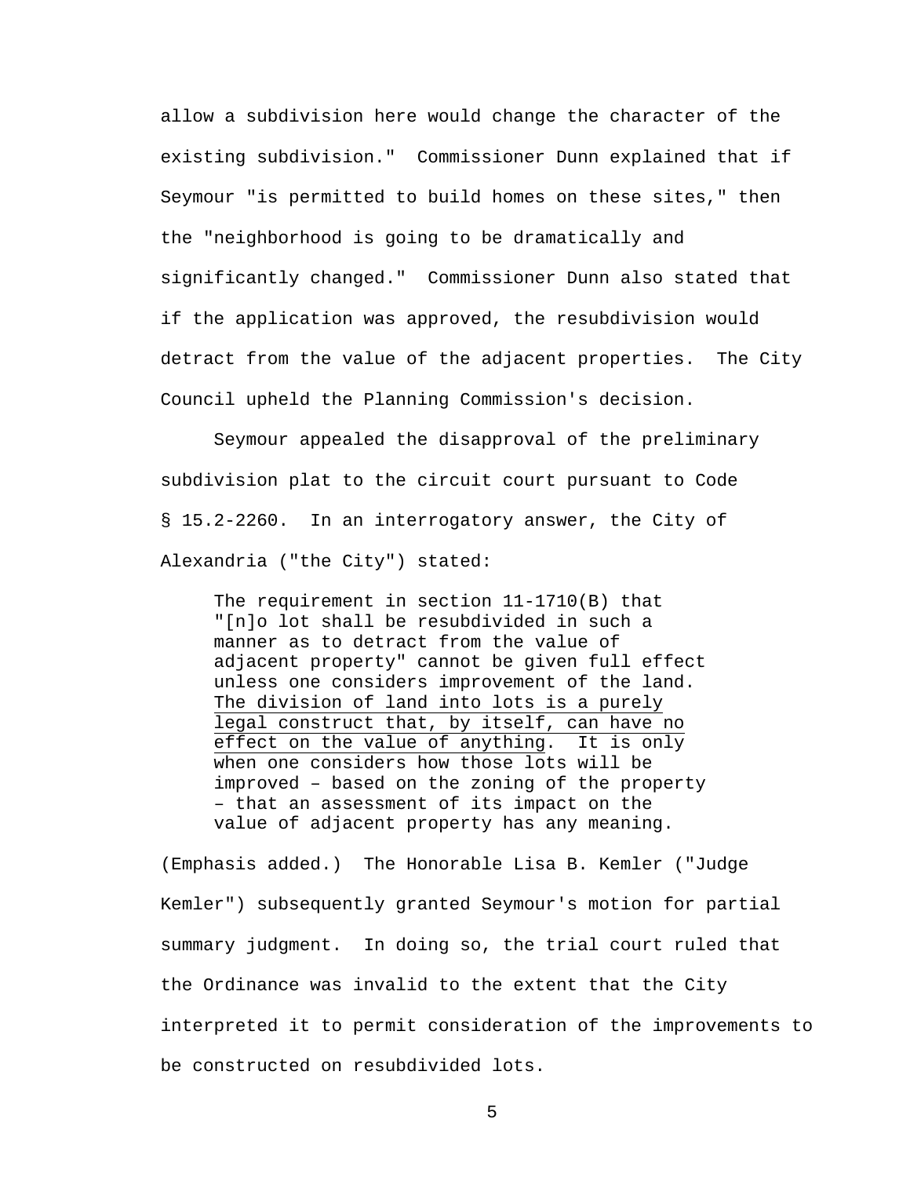allow a subdivision here would change the character of the existing subdivision." Commissioner Dunn explained that if Seymour "is permitted to build homes on these sites," then the "neighborhood is going to be dramatically and significantly changed." Commissioner Dunn also stated that if the application was approved, the resubdivision would detract from the value of the adjacent properties. The City Council upheld the Planning Commission's decision.

Seymour appealed the disapproval of the preliminary subdivision plat to the circuit court pursuant to Code § 15.2-2260. In an interrogatory answer, the City of Alexandria ("the City") stated:

> The requirement in section 11-1710(B) that "[n]o lot shall be resubdivided in such a manner as to detract from the value of adjacent property" cannot be given full effect unless one considers improvement of the land. <u>The division of land into lots is a purely legal construct that, by itself, can have no effect on the value of anything</u>. It is only when one considers how those lots will be improved – based on the zoning of the property – that an assessment of its impact on the value of adjacent property has any meaning.

(Emphasis added.) The Honorable Lisa B. Kemler ("Judge Kemler") subsequently granted Seymour's motion for partial summary judgment. In doing so, the trial court ruled that the Ordinance was invalid to the extent that the City interpreted it to permit consideration of the improvements to be constructed on resubdivided lots.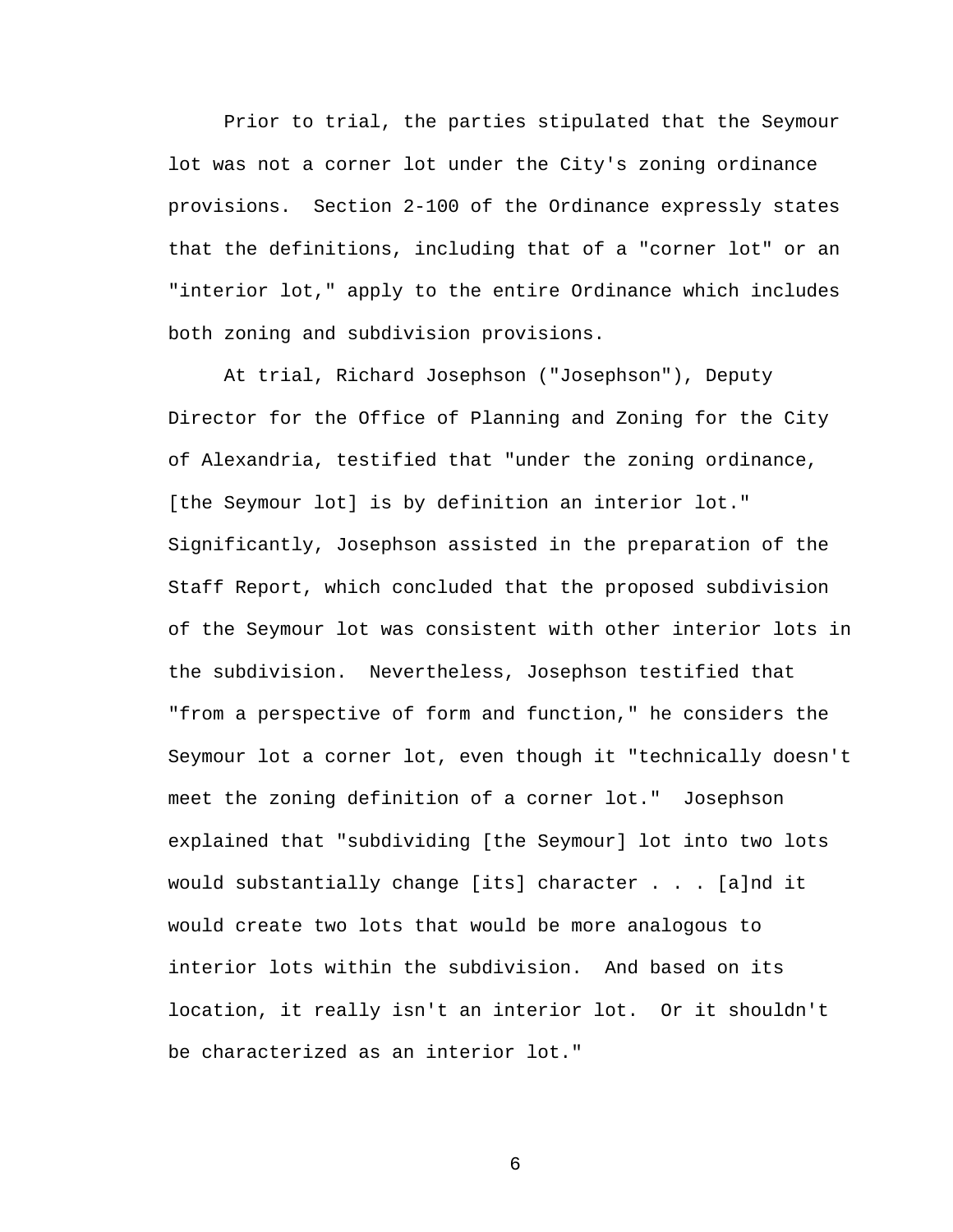Prior to trial, the parties stipulated that the Seymour lot was not a corner lot under the City's zoning ordinance provisions. Section 2-100 of the Ordinance expressly states that the definitions, including that of a "corner lot" or an "interior lot," apply to the entire Ordinance which includes both zoning and subdivision provisions.

At trial, Richard Josephson ("Josephson"), Deputy Director for the Office of Planning and Zoning for the City of Alexandria, testified that "under the zoning ordinance, [the Seymour lot] is by definition an interior lot." Significantly, Josephson assisted in the preparation of the Staff Report, which concluded that the proposed subdivision of the Seymour lot was consistent with other interior lots in the subdivision. Nevertheless, Josephson testified that "from a perspective of form and function," he considers the Seymour lot a corner lot, even though it "technically doesn't meet the zoning definition of a corner lot." Josephson explained that "subdividing [the Seymour] lot into two lots would substantially change [its] character . . . [a]nd it would create two lots that would be more analogous to interior lots within the subdivision. And based on its location, it really isn't an interior lot. Or it shouldn't be characterized as an interior lot."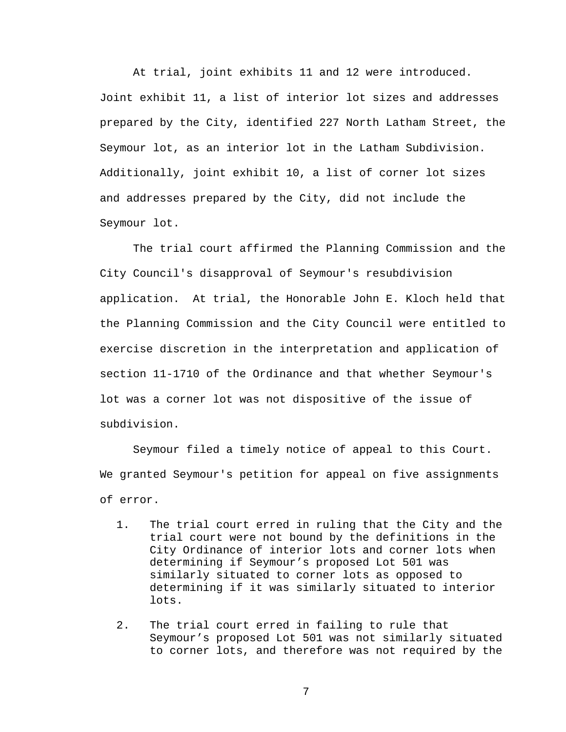At trial, joint exhibits 11 and 12 were introduced. Joint exhibit 11, a list of interior lot sizes and addresses prepared by the City, identified 227 North Latham Street, the Seymour lot, as an interior lot in the Latham Subdivision. Additionally, joint exhibit 10, a list of corner lot sizes and addresses prepared by the City, did not include the Seymour lot.

The trial court affirmed the Planning Commission and the City Council's disapproval of Seymour's resubdivision application. At trial, the Honorable John E. Kloch held that the Planning Commission and the City Council were entitled to exercise discretion in the interpretation and application of section 11-1710 of the Ordinance and that whether Seymour's lot was a corner lot was not dispositive of the issue of subdivision.

Seymour filed a timely notice of appeal to this Court. We granted Seymour's petition for appeal on five assignments of error.

1. The trial court erred in ruling that the City and the trial court were not bound by the definitions in the City Ordinance of interior lots and corner lots when determining if Seymour's proposed Lot 501 was similarly situated to corner lots as opposed to determining if it was similarly situated to interior lots.

2. The trial court erred in failing to rule that Seymour's proposed Lot 501 was not similarly situated to corner lots, and therefore was not required by the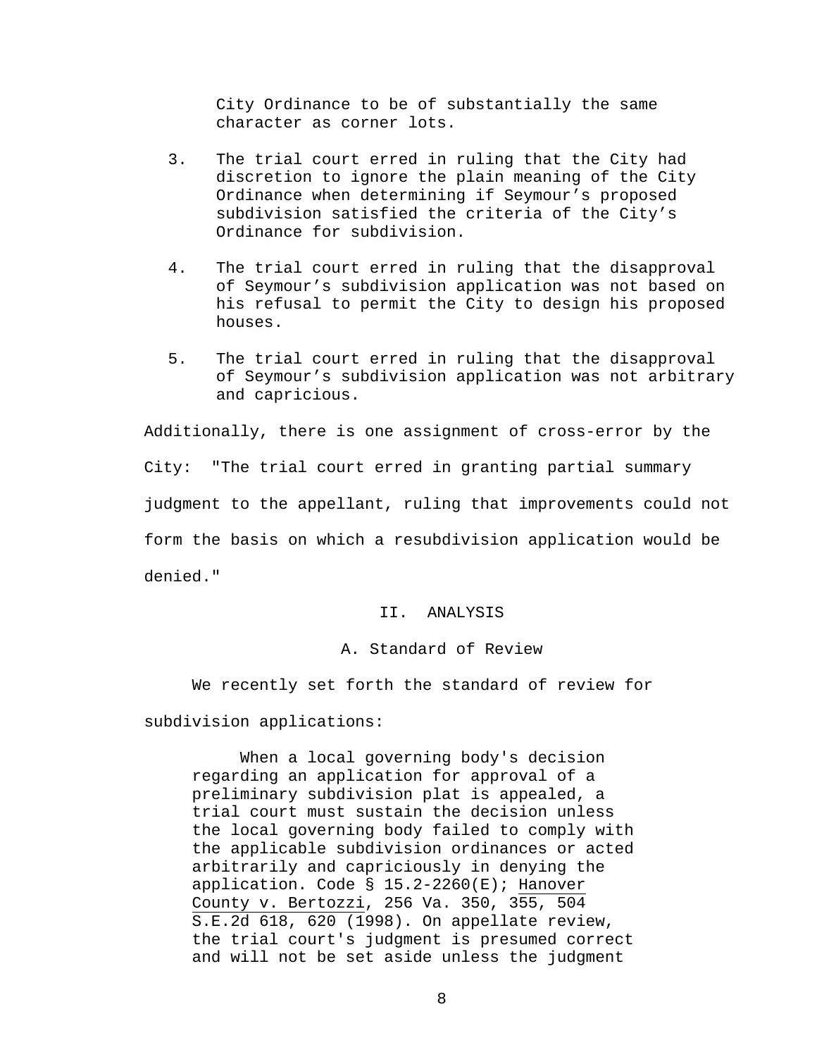City Ordinance to be of substantially the same character as corner lots.

3. The trial court erred in ruling that the City had discretion to ignore the plain meaning of the City Ordinance when determining if Seymour's proposed subdivision satisfied the criteria of the City's Ordinance for subdivision.

4. The trial court erred in ruling that the disapproval of Seymour's subdivision application was not based on his refusal to permit the City to design his proposed houses.

5. The trial court erred in ruling that the disapproval of Seymour's subdivision application was not arbitrary and capricious.

Additionally, there is one assignment of cross-error by the City: "The trial court erred in granting partial summary judgment to the appellant, ruling that improvements could not form the basis on which a resubdivision application would be denied."

## II. ANALYSIS

### A. Standard of Review

We recently set forth the standard of review for subdivision applications:

> When a local governing body's decision regarding an application for approval of a preliminary subdivision plat is appealed, a trial court must sustain the decision unless the local governing body failed to comply with the applicable subdivision ordinances or acted arbitrarily and capriciously in denying the application. Code § 15.2-2260(E); Hanover County v. Bertozzi, 256 Va. 350, 355, 504 S.E.2d 618, 620 (1998). On appellate review, the trial court's judgment is presumed correct and will not be set aside unless the judgment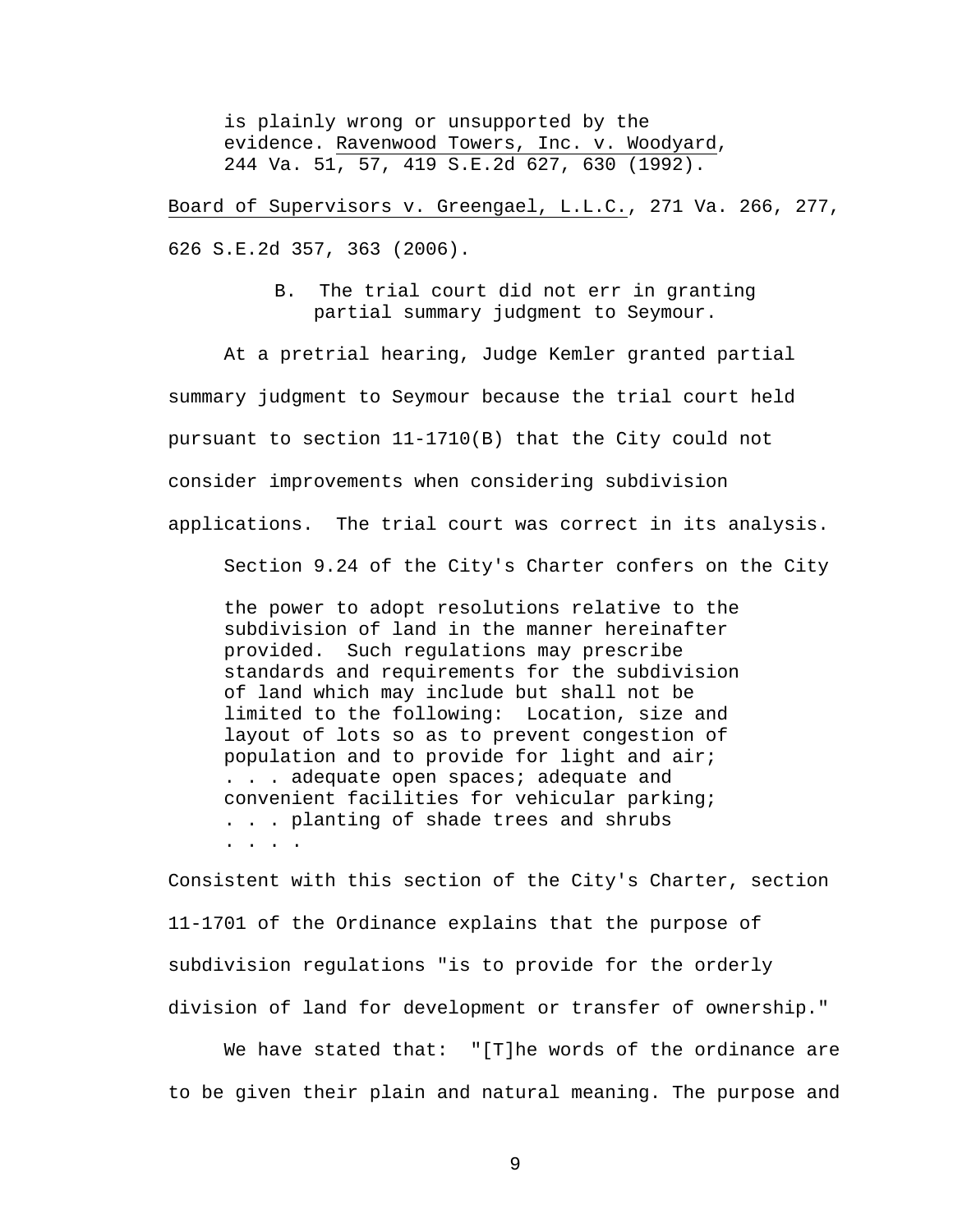> is plainly wrong or unsupported by the evidence. Ravenwood Towers, Inc. v. Woodyard, 244 Va. 51, 57, 419 S.E.2d 627, 630 (1992).

Board of Supervisors v. Greengael, L.L.C., 271 Va. 266, 277, 626 S.E.2d 357, 363 (2006).

### B. The trial court did not err in granting partial summary judgment to Seymour.

At a pretrial hearing, Judge Kemler granted partial summary judgment to Seymour because the trial court held pursuant to section 11-1710(B) that the City could not consider improvements when considering subdivision applications. The trial court was correct in its analysis.

Section 9.24 of the City's Charter confers on the City

> the power to adopt resolutions relative to the subdivision of land in the manner hereinafter provided. Such regulations may prescribe standards and requirements for the subdivision of land which may include but shall not be limited to the following: Location, size and layout of lots so as to prevent congestion of population and to provide for light and air; . . . adequate open spaces; adequate and convenient facilities for vehicular parking; . . . planting of shade trees and shrubs . . . .

Consistent with this section of the City's Charter, section 11-1701 of the Ordinance explains that the purpose of subdivision regulations "is to provide for the orderly division of land for development or transfer of ownership."

We have stated that: "[T]he words of the ordinance are to be given their plain and natural meaning. The purpose and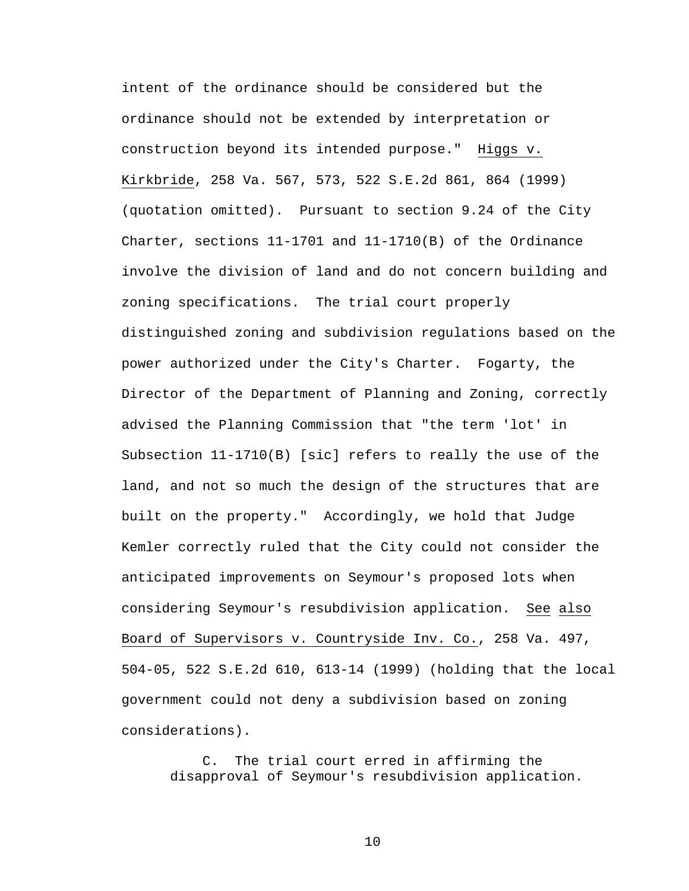intent of the ordinance should be considered but the ordinance should not be extended by interpretation or construction beyond its intended purpose." Higgs v. Kirkbride, 258 Va. 567, 573, 522 S.E.2d 861, 864 (1999) (quotation omitted). Pursuant to section 9.24 of the City Charter, sections 11-1701 and 11-1710(B) of the Ordinance involve the division of land and do not concern building and zoning specifications. The trial court properly distinguished zoning and subdivision regulations based on the power authorized under the City's Charter. Fogarty, the Director of the Department of Planning and Zoning, correctly advised the Planning Commission that "the term 'lot' in Subsection 11-1710(B) [sic] refers to really the use of the land, and not so much the design of the structures that are built on the property." Accordingly, we hold that Judge Kemler correctly ruled that the City could not consider the anticipated improvements on Seymour's proposed lots when considering Seymour's resubdivision application. See also Board of Supervisors v. Countryside Inv. Co., 258 Va. 497, 504-05, 522 S.E.2d 610, 613-14 (1999) (holding that the local government could not deny a subdivision based on zoning considerations).

C. The trial court erred in affirming the disapproval of Seymour's resubdivision application.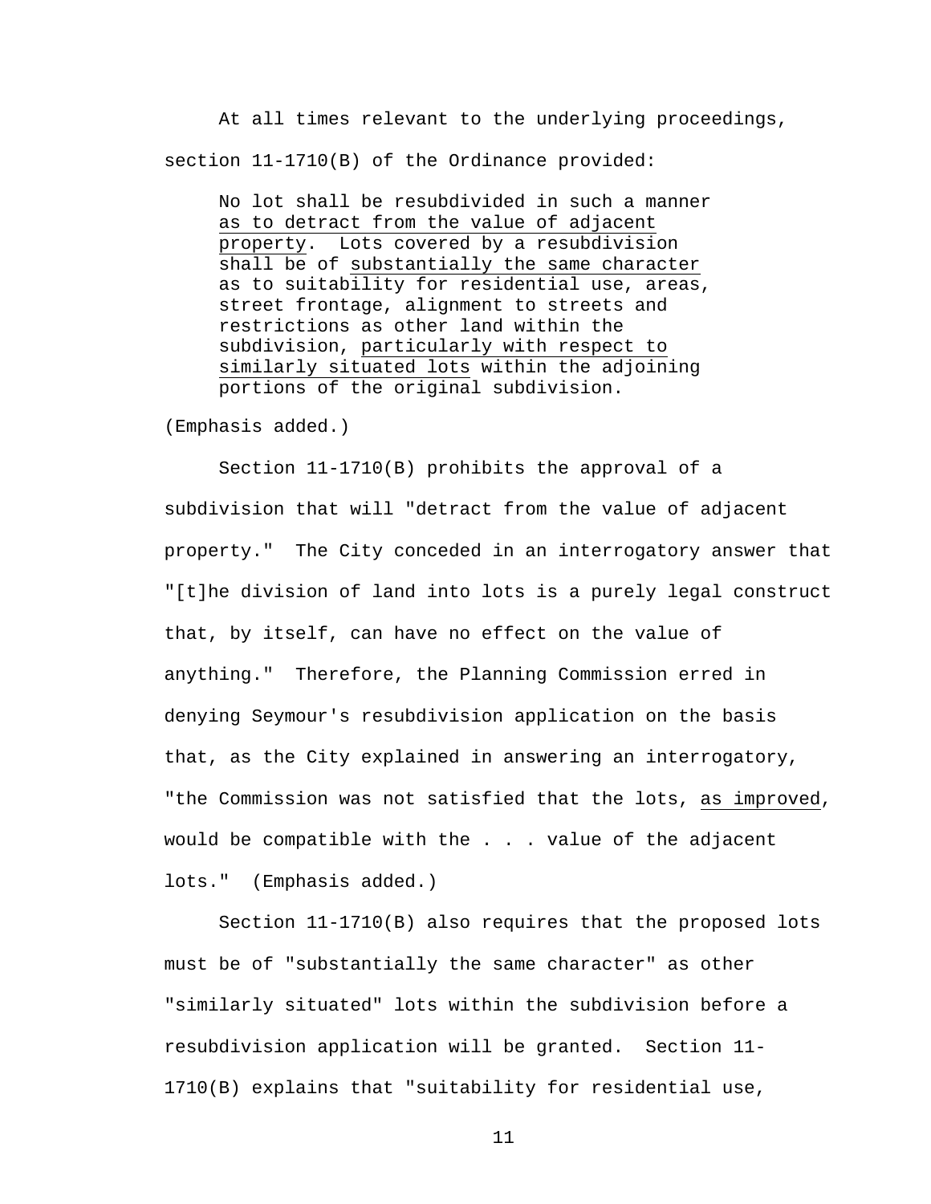At all times relevant to the underlying proceedings, section 11-1710(B) of the Ordinance provided:

> No lot shall be resubdivided in such a manner <u>as to detract from the value of adjacent property</u>. Lots covered by a resubdivision shall be of <u>substantially the same character</u> as to suitability for residential use, areas, street frontage, alignment to streets and restrictions as other land within the subdivision, <u>particularly with respect to similarly situated lots</u> within the adjoining portions of the original subdivision.

(Emphasis added.)

Section 11-1710(B) prohibits the approval of a subdivision that will "detract from the value of adjacent property." The City conceded in an interrogatory answer that "[t]he division of land into lots is a purely legal construct that, by itself, can have no effect on the value of anything." Therefore, the Planning Commission erred in denying Seymour's resubdivision application on the basis that, as the City explained in answering an interrogatory, "the Commission was not satisfied that the lots, <u>as improved</u>, would be compatible with the . . . value of the adjacent lots." (Emphasis added.)

Section 11-1710(B) also requires that the proposed lots must be of "substantially the same character" as other "similarly situated" lots within the subdivision before a resubdivision application will be granted. Section 11-1710(B) explains that "suitability for residential use,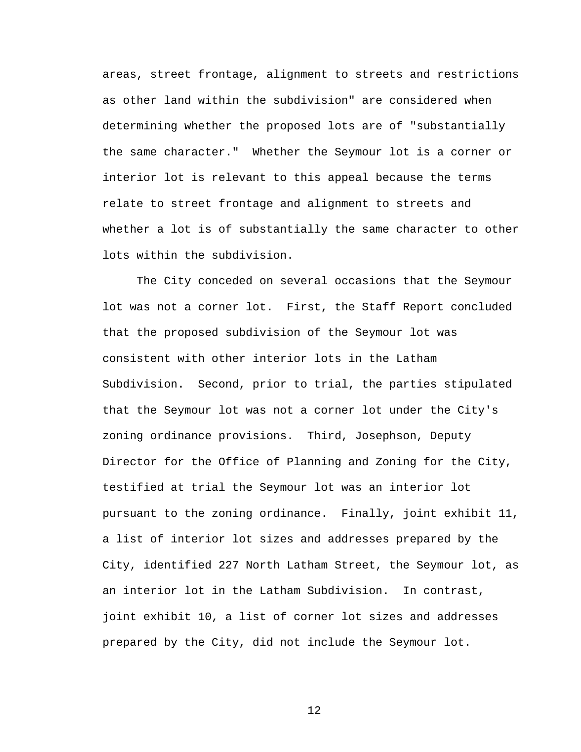areas, street frontage, alignment to streets and restrictions as other land within the subdivision" are considered when determining whether the proposed lots are of "substantially the same character." Whether the Seymour lot is a corner or interior lot is relevant to this appeal because the terms relate to street frontage and alignment to streets and whether a lot is of substantially the same character to other lots within the subdivision.

The City conceded on several occasions that the Seymour lot was not a corner lot. First, the Staff Report concluded that the proposed subdivision of the Seymour lot was consistent with other interior lots in the Latham Subdivision. Second, prior to trial, the parties stipulated that the Seymour lot was not a corner lot under the City's zoning ordinance provisions. Third, Josephson, Deputy Director for the Office of Planning and Zoning for the City, testified at trial the Seymour lot was an interior lot pursuant to the zoning ordinance. Finally, joint exhibit 11, a list of interior lot sizes and addresses prepared by the City, identified 227 North Latham Street, the Seymour lot, as an interior lot in the Latham Subdivision. In contrast, joint exhibit 10, a list of corner lot sizes and addresses prepared by the City, did not include the Seymour lot.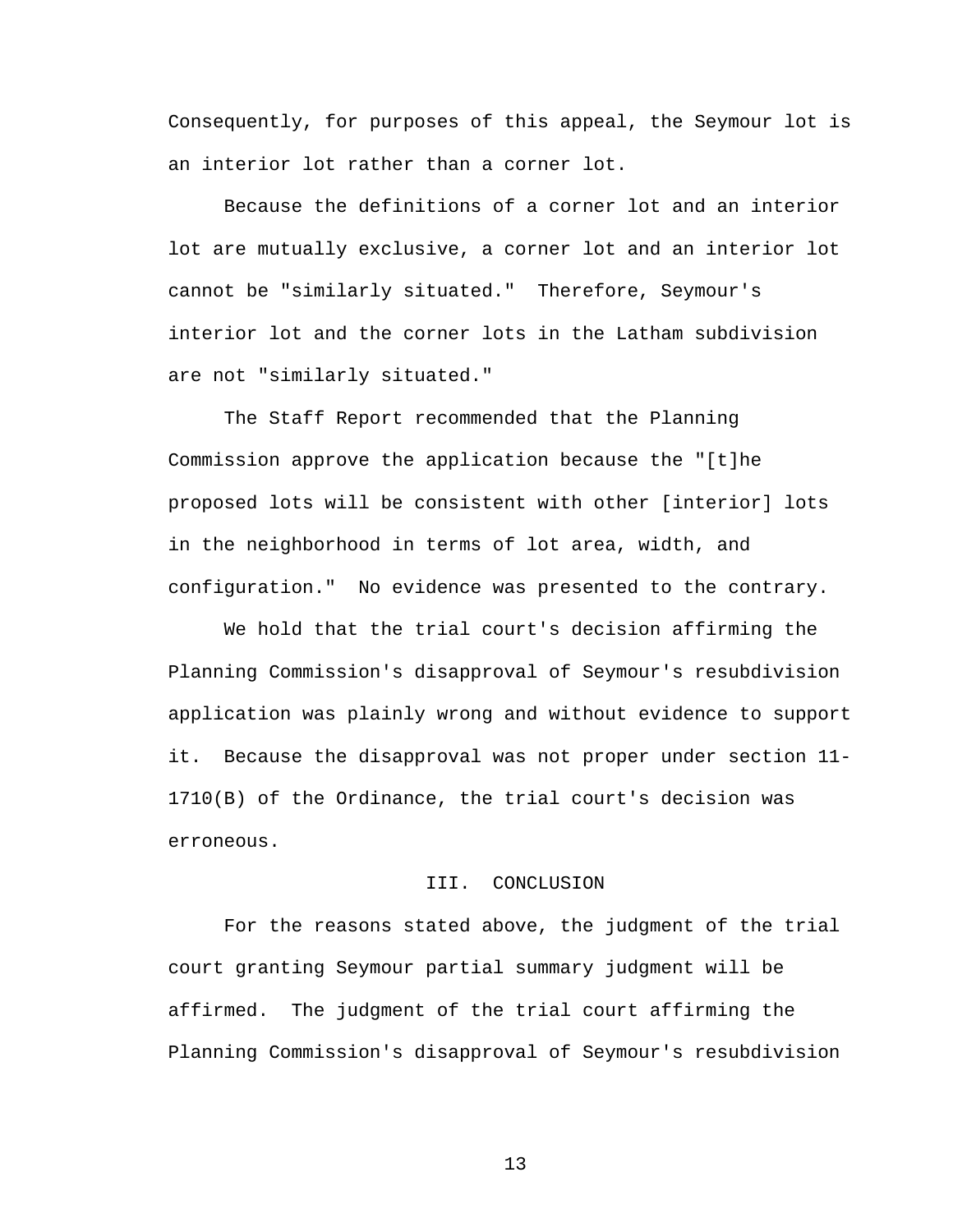Consequently, for purposes of this appeal, the Seymour lot is an interior lot rather than a corner lot.

Because the definitions of a corner lot and an interior lot are mutually exclusive, a corner lot and an interior lot cannot be "similarly situated." Therefore, Seymour's interior lot and the corner lots in the Latham subdivision are not "similarly situated."

The Staff Report recommended that the Planning Commission approve the application because the "[t]he proposed lots will be consistent with other [interior] lots in the neighborhood in terms of lot area, width, and configuration." No evidence was presented to the contrary.

We hold that the trial court's decision affirming the Planning Commission's disapproval of Seymour's resubdivision application was plainly wrong and without evidence to support it. Because the disapproval was not proper under section 11-1710(B) of the Ordinance, the trial court's decision was erroneous.

## III. CONCLUSION

For the reasons stated above, the judgment of the trial court granting Seymour partial summary judgment will be affirmed. The judgment of the trial court affirming the Planning Commission's disapproval of Seymour's resubdivision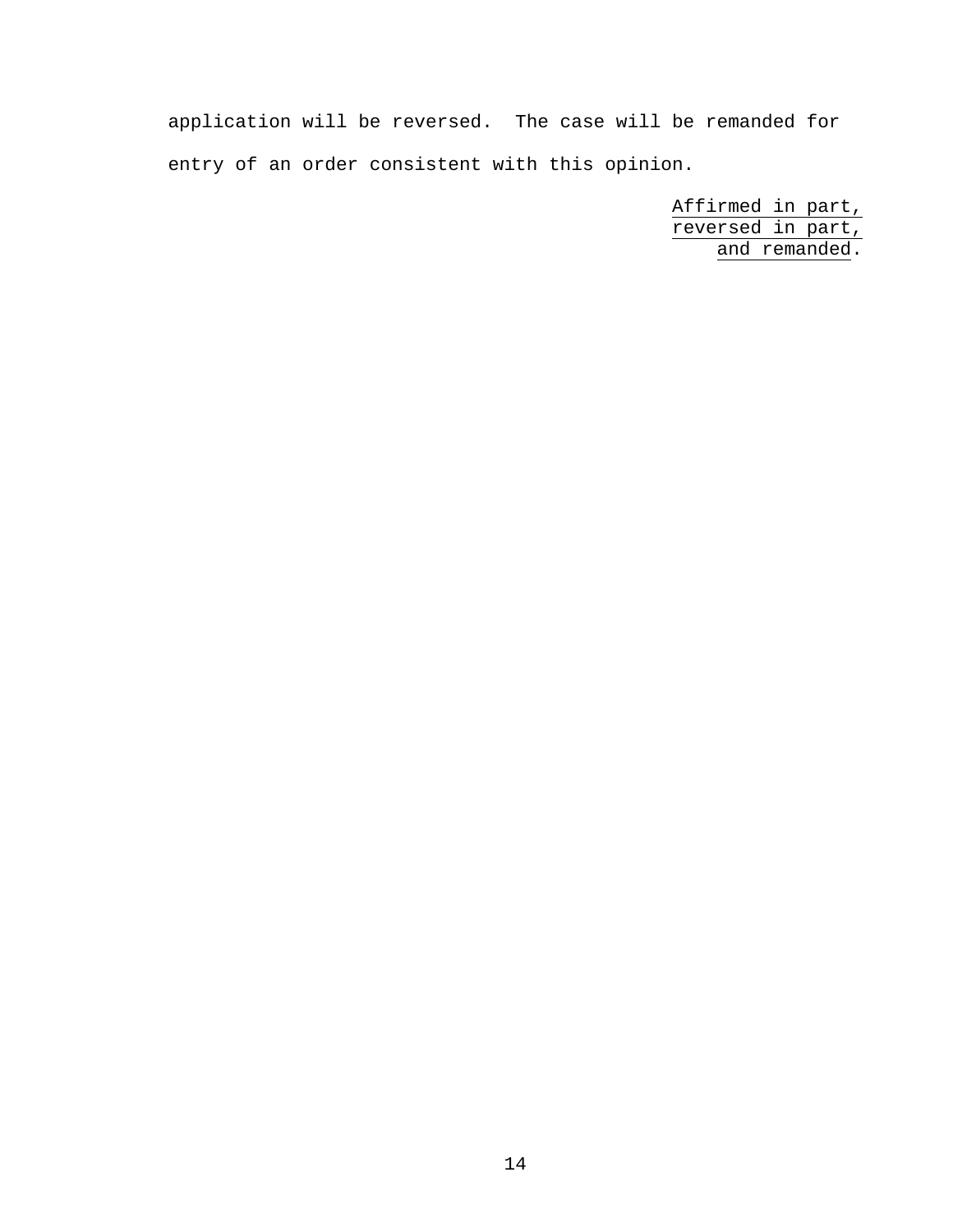application will be reversed. The case will be remanded for entry of an order consistent with this opinion.

<div align="right">

_Affirmed in part,_
_reversed in part,_
_and remanded_.

</div>